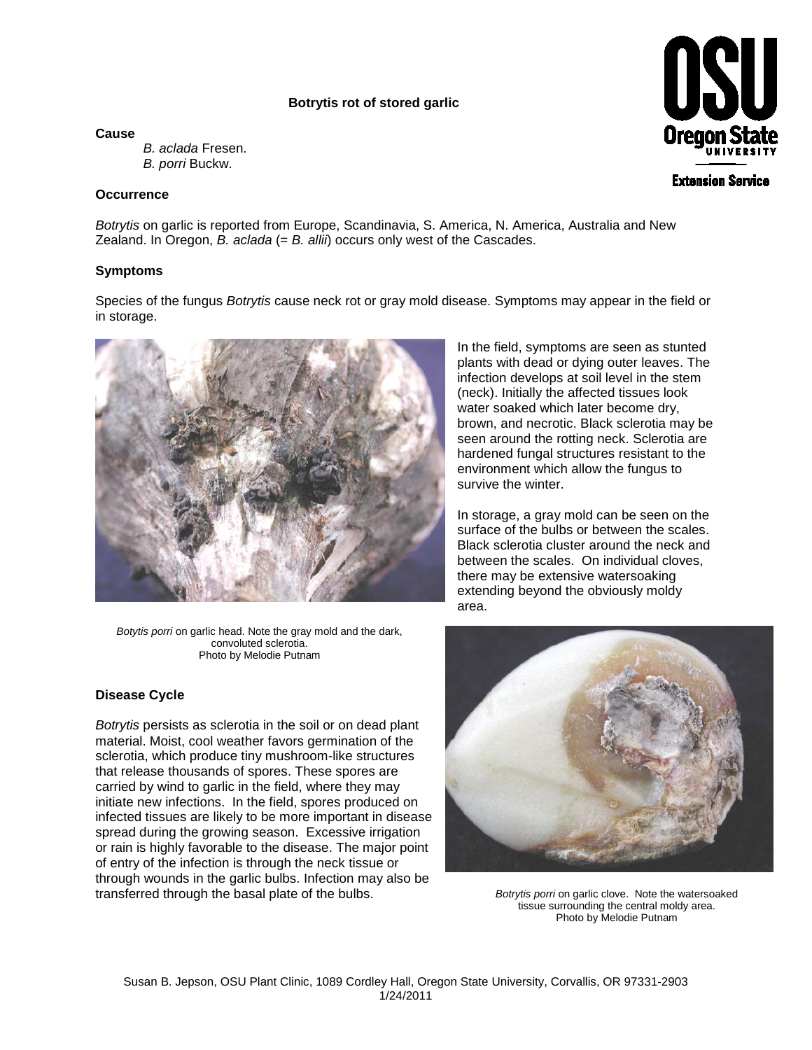# Botrytis rot of stored garlic

### Cause

*B. aclada* Fresen.
*B. porri* Buckw.

### Occurrence

*Botrytis* on garlic is reported from Europe, Scandinavia, S. America, N. America, Australia and New Zealand. In Oregon, *B. aclada* (= *B. allii*) occurs only west of the Cascades.

### Symptoms

Species of the fungus *Botrytis* cause neck rot or gray mold disease. Symptoms may appear in the field or in storage.

*Botytis porri* on garlic head. Note the gray mold and the dark, convoluted sclerotia.
Photo by Melodie Putnam

In the field, symptoms are seen as stunted plants with dead or dying outer leaves. The infection develops at soil level in the stem (neck). Initially the affected tissues look water soaked which later become dry, brown, and necrotic. Black sclerotia may be seen around the rotting neck. Sclerotia are hardened fungal structures resistant to the environment which allow the fungus to survive the winter.

In storage, a gray mold can be seen on the surface of the bulbs or between the scales. Black sclerotia cluster around the neck and between the scales. On individual cloves, there may be extensive watersoaking extending beyond the obviously moldy area.

*Botrytis porri* on garlic clove. Note the watersoaked tissue surrounding the central moldy area.
Photo by Melodie Putnam

### Disease Cycle

*Botrytis* persists as sclerotia in the soil or on dead plant material. Moist, cool weather favors germination of the sclerotia, which produce tiny mushroom-like structures that release thousands of spores. These spores are carried by wind to garlic in the field, where they may initiate new infections. In the field, spores produced on infected tissues are likely to be more important in disease spread during the growing season. Excessive irrigation or rain is highly favorable to the disease. The major point of entry of the infection is through the neck tissue or through wounds in the garlic bulbs. Infection may also be transferred through the basal plate of the bulbs.

Susan B. Jepson, OSU Plant Clinic, 1089 Cordley Hall, Oregon State University, Corvallis, OR 97331-2903
1/24/2011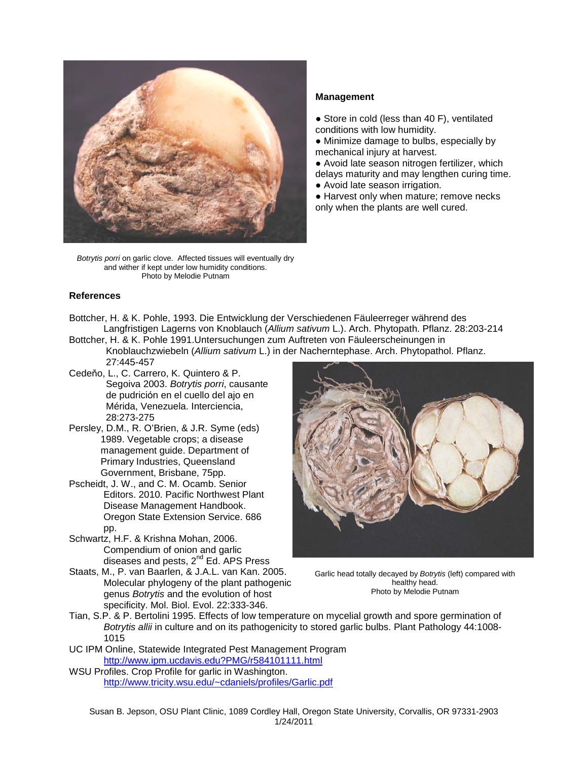Botrytis porri on garlic clove. Affected tissues will eventually dry and wither if kept under low humidity conditions.
Photo by Melodie Putnam

**Management**

- Store in cold (less than 40 F), ventilated conditions with low humidity.
- Minimize damage to bulbs, especially by mechanical injury at harvest.
- Avoid late season nitrogen fertilizer, which delays maturity and may lengthen curing time.
- Avoid late season irrigation.
- Harvest only when mature; remove necks only when the plants are well cured.

**References**

Bottcher, H. & K. Pohle, 1993. Die Entwicklung der Verschiedenen Fäuleerreger während des Langfristigen Lagerns von Knoblauch (*Allium sativum* L.). Arch. Phytopath. Pflanz. 28:203-214

Bottcher, H. & K. Pohle 1991.Untersuchungen zum Auftreten von Fäuleerscheinungen in Knoblauchzwiebeln (*Allium sativum* L.) in der Nacherntephase. Arch. Phytopathol. Pflanz. 27:445-457

Cedeňo, L., C. Carrero, K. Quintero & P. Segoiva 2003. *Botrytis porri*, causante de pudrición en el cuello del ajo en Mérida, Venezuela. Interciencia, 28:273-275

Persley, D.M., R. O'Brien, & J.R. Syme (eds) 1989. Vegetable crops; a disease management guide. Department of Primary Industries, Queensland Government, Brisbane, 75pp.

Pscheidt, J. W., and C. M. Ocamb. Senior Editors. 2010. Pacific Northwest Plant Disease Management Handbook. Oregon State Extension Service. 686 pp.

Schwartz, H.F. & Krishna Mohan, 2006. Compendium of onion and garlic diseases and pests, 2nd Ed. APS Press

Staats, M., P. van Baarlen, & J.A.L. van Kan. 2005. Molecular phylogeny of the plant pathogenic genus *Botrytis* and the evolution of host specificity. Mol. Biol. Evol. 22:333-346.

Garlic head totally decayed by *Botrytis* (left) compared with healthy head.
Photo by Melodie Putnam

Tian, S.P. & P. Bertolini 1995. Effects of low temperature on mycelial growth and spore germination of *Botrytis allii* in culture and on its pathogenicity to stored garlic bulbs. Plant Pathology 44:1008-1015

UC IPM Online, Statewide Integrated Pest Management Program
http://www.ipm.ucdavis.edu?PMG/r584101111.html

WSU Profiles. Crop Profile for garlic in Washington.
http://www.tricity.wsu.edu/~cdaniels/profiles/Garlic.pdf

Susan B. Jepson, OSU Plant Clinic, 1089 Cordley Hall, Oregon State University, Corvallis, OR 97331-2903
1/24/2011